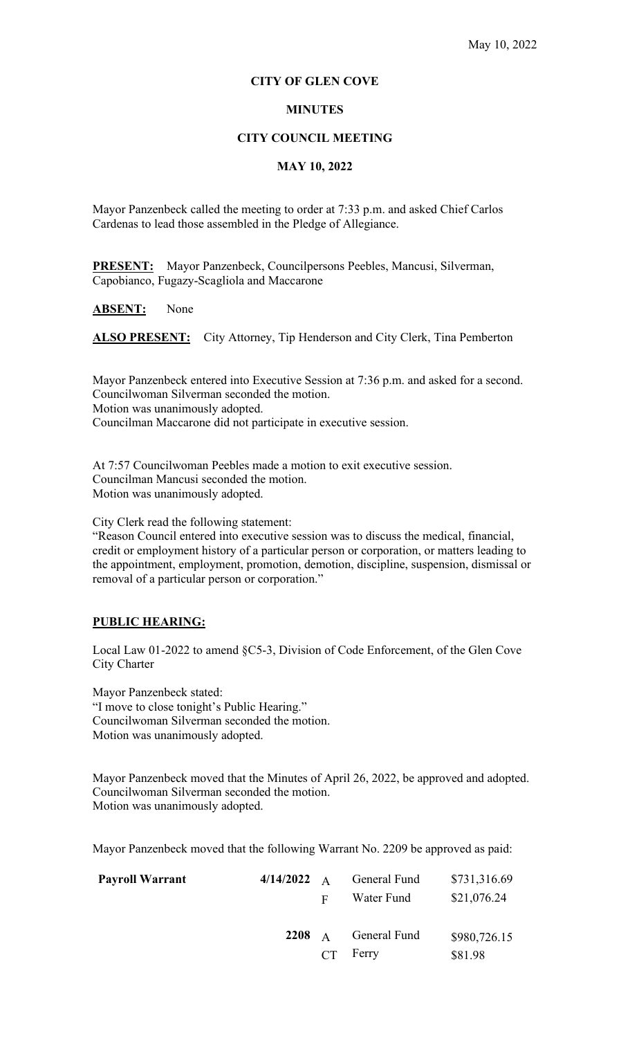May 10, 2022

# CITY OF GLEN COVE

## MINUTES

## CITY COUNCIL MEETING

## MAY 10, 2022

Mayor Panzenbeck called the meeting to order at 7:33 p.m. and asked Chief Carlos Cardenas to lead those assembled in the Pledge of Allegiance.

**PRESENT:** Mayor Panzenbeck, Councilpersons Peebles, Mancusi, Silverman, Capobianco, Fugazy-Scagliola and Maccarone

**ABSENT:** None

**ALSO PRESENT:** City Attorney, Tip Henderson and City Clerk, Tina Pemberton

Mayor Panzenbeck entered into Executive Session at 7:36 p.m. and asked for a second.
Councilwoman Silverman seconded the motion.
Motion was unanimously adopted.
Councilman Maccarone did not participate in executive session.

At 7:57 Councilwoman Peebles made a motion to exit executive session.
Councilman Mancusi seconded the motion.
Motion was unanimously adopted.

City Clerk read the following statement:
"Reason Council entered into executive session was to discuss the medical, financial, credit or employment history of a particular person or corporation, or matters leading to the appointment, employment, promotion, demotion, discipline, suspension, dismissal or removal of a particular person or corporation."

**PUBLIC HEARING:**

Local Law 01-2022 to amend §C5-3, Division of Code Enforcement, of the Glen Cove City Charter

Mayor Panzenbeck stated:
"I move to close tonight's Public Hearing."
Councilwoman Silverman seconded the motion.
Motion was unanimously adopted.

Mayor Panzenbeck moved that the Minutes of April 26, 2022, be approved and adopted.
Councilwoman Silverman seconded the motion.
Motion was unanimously adopted.

Mayor Panzenbeck moved that the following Warrant No. 2209 be approved as paid:

| | | | | |
|---|---|---|---|---|
| **Payroll Warrant** | **4/14/2022** | A | General Fund | $731,316.69 |
| | | F | Water Fund | $21,076.24 |
| | **2208** | A | General Fund | $980,726.15 |
| | | CT | Ferry | $81.98 |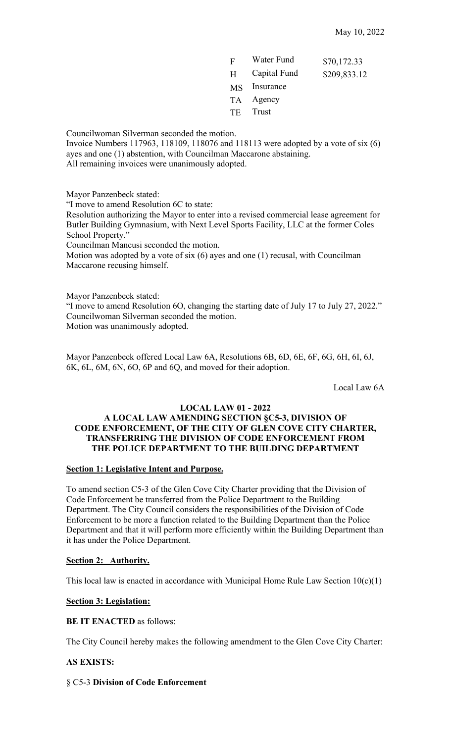| | | |
|---|---|---|
| F | Water Fund | $70,172.33 |
| H | Capital Fund | $209,833.12 |
| MS | Insurance | |
| TA | Agency | |
| TE | Trust | |

Councilwoman Silverman seconded the motion.
Invoice Numbers 117963, 118109, 118076 and 118113 were adopted by a vote of six (6) ayes and one (1) abstention, with Councilman Maccarone abstaining.
All remaining invoices were unanimously adopted.

Mayor Panzenbeck stated:
"I move to amend Resolution 6C to state:
Resolution authorizing the Mayor to enter into a revised commercial lease agreement for Butler Building Gymnasium, with Next Level Sports Facility, LLC at the former Coles School Property."
Councilman Mancusi seconded the motion.
Motion was adopted by a vote of six (6) ayes and one (1) recusal, with Councilman Maccarone recusing himself.

Mayor Panzenbeck stated:
"I move to amend Resolution 6O, changing the starting date of July 17 to July 27, 2022."
Councilwoman Silverman seconded the motion.
Motion was unanimously adopted.

Mayor Panzenbeck offered Local Law 6A, Resolutions 6B, 6D, 6E, 6F, 6G, 6H, 6I, 6J, 6K, 6L, 6M, 6N, 6O, 6P and 6Q, and moved for their adoption.

Local Law 6A

**LOCAL LAW 01 - 2022**
**A LOCAL LAW AMENDING SECTION §C5-3, DIVISION OF CODE ENFORCEMENT, OF THE CITY OF GLEN COVE CITY CHARTER, TRANSFERRING THE DIVISION OF CODE ENFORCEMENT FROM THE POLICE DEPARTMENT TO THE BUILDING DEPARTMENT**

**Section 1: Legislative Intent and Purpose.**

To amend section C5-3 of the Glen Cove City Charter providing that the Division of Code Enforcement be transferred from the Police Department to the Building Department. The City Council considers the responsibilities of the Division of Code Enforcement to be more a function related to the Building Department than the Police Department and that it will perform more efficiently within the Building Department than it has under the Police Department.

**Section 2: Authority.**

This local law is enacted in accordance with Municipal Home Rule Law Section 10(c)(1)

**Section 3: Legislation:**

**BE IT ENACTED** as follows:

The City Council hereby makes the following amendment to the Glen Cove City Charter:

**AS EXISTS:**

§ C5-3 **Division of Code Enforcement**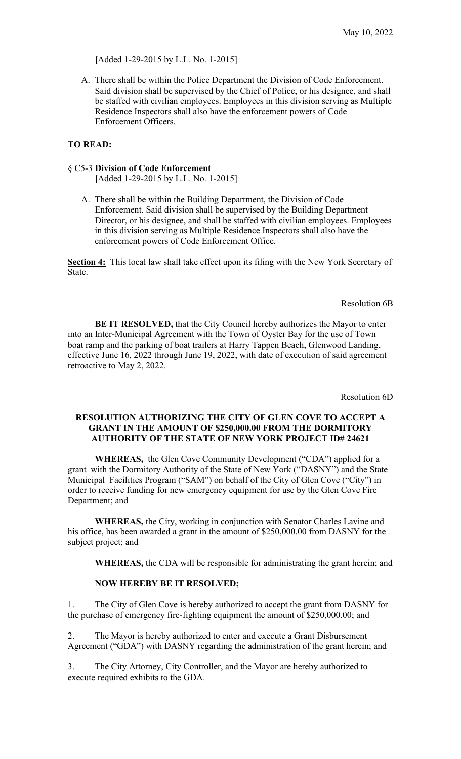May 10, 2022

[Added 1-29-2015 by L.L. No. 1-2015]

A. There shall be within the Police Department the Division of Code Enforcement. Said division shall be supervised by the Chief of Police, or his designee, and shall be staffed with civilian employees. Employees in this division serving as Multiple Residence Inspectors shall also have the enforcement powers of Code Enforcement Officers.

**TO READ:**

§ C5-3 **Division of Code Enforcement**
[Added 1-29-2015 by L.L. No. 1-2015]

A. There shall be within the Building Department, the Division of Code Enforcement. Said division shall be supervised by the Building Department Director, or his designee, and shall be staffed with civilian employees. Employees in this division serving as Multiple Residence Inspectors shall also have the enforcement powers of Code Enforcement Office.

**Section 4:** This local law shall take effect upon its filing with the New York Secretary of State.

Resolution 6B

**BE IT RESOLVED,** that the City Council hereby authorizes the Mayor to enter into an Inter-Municipal Agreement with the Town of Oyster Bay for the use of Town boat ramp and the parking of boat trailers at Harry Tappen Beach, Glenwood Landing, effective June 16, 2022 through June 19, 2022, with date of execution of said agreement retroactive to May 2, 2022.

Resolution 6D

**RESOLUTION AUTHORIZING THE CITY OF GLEN COVE TO ACCEPT A GRANT IN THE AMOUNT OF $250,000.00 FROM THE DORMITORY AUTHORITY OF THE STATE OF NEW YORK PROJECT ID# 24621**

**WHEREAS,** the Glen Cove Community Development ("CDA") applied for a grant with the Dormitory Authority of the State of New York ("DASNY") and the State Municipal Facilities Program ("SAM") on behalf of the City of Glen Cove ("City") in order to receive funding for new emergency equipment for use by the Glen Cove Fire Department; and

**WHEREAS,** the City, working in conjunction with Senator Charles Lavine and his office, has been awarded a grant in the amount of $250,000.00 from DASNY for the subject project; and

**WHEREAS,** the CDA will be responsible for administrating the grant herein; and

**NOW HEREBY BE IT RESOLVED;**

1. The City of Glen Cove is hereby authorized to accept the grant from DASNY for the purchase of emergency fire-fighting equipment the amount of $250,000.00; and

2. The Mayor is hereby authorized to enter and execute a Grant Disbursement Agreement ("GDA") with DASNY regarding the administration of the grant herein; and

3. The City Attorney, City Controller, and the Mayor are hereby authorized to execute required exhibits to the GDA.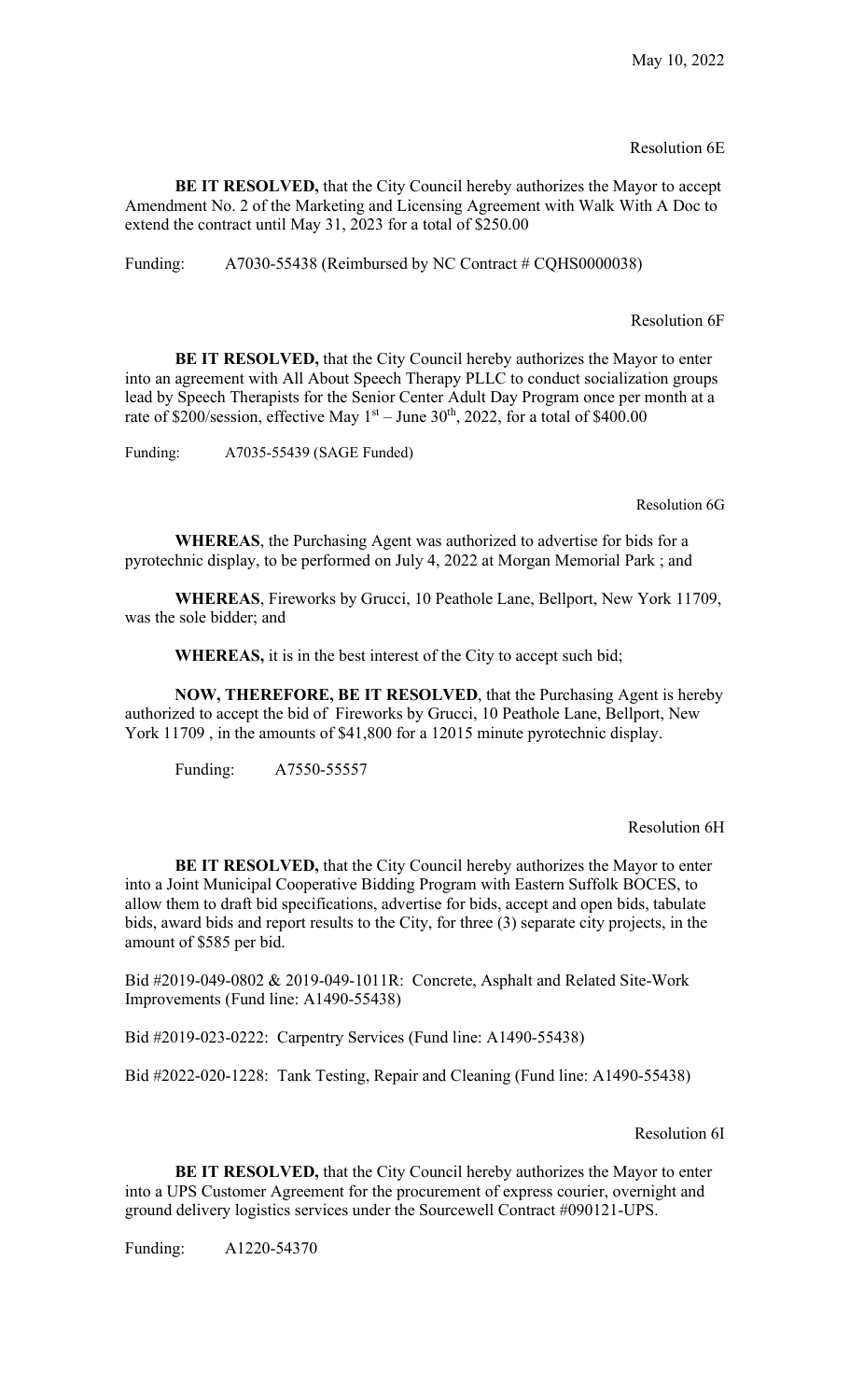May 10, 2022

Resolution 6E

**BE IT RESOLVED,** that the City Council hereby authorizes the Mayor to accept Amendment No. 2 of the Marketing and Licensing Agreement with Walk With A Doc to extend the contract until May 31, 2023 for a total of $250.00

Funding: A7030-55438 (Reimbursed by NC Contract # CQHS0000038)

Resolution 6F

**BE IT RESOLVED,** that the City Council hereby authorizes the Mayor to enter into an agreement with All About Speech Therapy PLLC to conduct socialization groups lead by Speech Therapists for the Senior Center Adult Day Program once per month at a rate of $200/session, effective May 1st – June 30th, 2022, for a total of $400.00

Funding: A7035-55439 (SAGE Funded)

Resolution 6G

**WHEREAS**, the Purchasing Agent was authorized to advertise for bids for a pyrotechnic display, to be performed on July 4, 2022 at Morgan Memorial Park ; and

**WHEREAS**, Fireworks by Grucci, 10 Peathole Lane, Bellport, New York 11709, was the sole bidder; and

**WHEREAS,** it is in the best interest of the City to accept such bid;

**NOW, THEREFORE, BE IT RESOLVED**, that the Purchasing Agent is hereby authorized to accept the bid of Fireworks by Grucci, 10 Peathole Lane, Bellport, New York 11709 , in the amounts of $41,800 for a 12015 minute pyrotechnic display.

Funding: A7550-55557

Resolution 6H

**BE IT RESOLVED,** that the City Council hereby authorizes the Mayor to enter into a Joint Municipal Cooperative Bidding Program with Eastern Suffolk BOCES, to allow them to draft bid specifications, advertise for bids, accept and open bids, tabulate bids, award bids and report results to the City, for three (3) separate city projects, in the amount of $585 per bid.

Bid #2019-049-0802 & 2019-049-1011R: Concrete, Asphalt and Related Site-Work Improvements (Fund line: A1490-55438)

Bid #2019-023-0222: Carpentry Services (Fund line: A1490-55438)

Bid #2022-020-1228: Tank Testing, Repair and Cleaning (Fund line: A1490-55438)

Resolution 6I

**BE IT RESOLVED,** that the City Council hereby authorizes the Mayor to enter into a UPS Customer Agreement for the procurement of express courier, overnight and ground delivery logistics services under the Sourcewell Contract #090121-UPS.

Funding: A1220-54370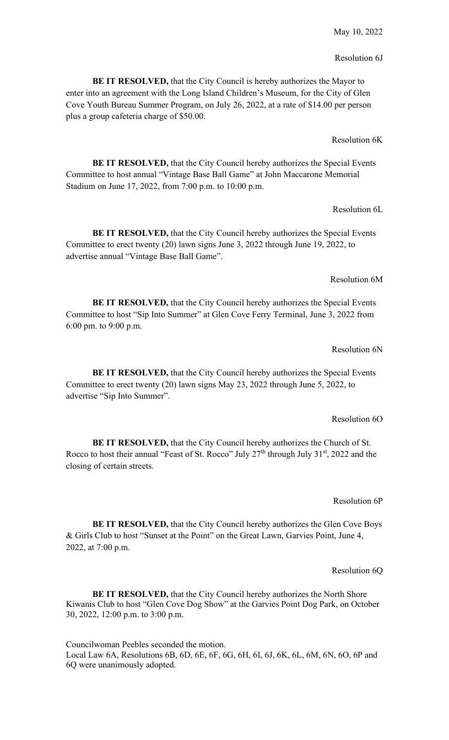May 10, 2022

Resolution 6J

**BE IT RESOLVED,** that the City Council is hereby authorizes the Mayor to enter into an agreement with the Long Island Children's Museum, for the City of Glen Cove Youth Bureau Summer Program, on July 26, 2022, at a rate of $14.00 per person plus a group cafeteria charge of $50.00.

Resolution 6K

**BE IT RESOLVED,** that the City Council hereby authorizes the Special Events Committee to host annual "Vintage Base Ball Game" at John Maccarone Memorial Stadium on June 17, 2022, from 7:00 p.m. to 10:00 p.m.

Resolution 6L

**BE IT RESOLVED,** that the City Council hereby authorizes the Special Events Committee to erect twenty (20) lawn signs June 3, 2022 through June 19, 2022, to advertise annual "Vintage Base Ball Game".

Resolution 6M

**BE IT RESOLVED,** that the City Council hereby authorizes the Special Events Committee to host "Sip Into Summer" at Glen Cove Ferry Terminal, June 3, 2022 from 6:00 pm. to 9:00 p.m.

Resolution 6N

**BE IT RESOLVED,** that the City Council hereby authorizes the Special Events Committee to erect twenty (20) lawn signs May 23, 2022 through June 5, 2022, to advertise "Sip Into Summer".

Resolution 6O

**BE IT RESOLVED,** that the City Council hereby authorizes the Church of St. Rocco to host their annual "Feast of St. Rocco" July 27th through July 31st, 2022 and the closing of certain streets.

Resolution 6P

**BE IT RESOLVED,** that the City Council hereby authorizes the Glen Cove Boys & Girls Club to host "Sunset at the Point" on the Great Lawn, Garvies Point, June 4, 2022, at 7:00 p.m.

Resolution 6Q

**BE IT RESOLVED,** that the City Council hereby authorizes the North Shore Kiwanis Club to host "Glen Cove Dog Show" at the Garvies Point Dog Park, on October 30, 2022, 12:00 p.m. to 3:00 p.m.

Councilwoman Peebles seconded the motion.
Local Law 6A, Resolutions 6B, 6D, 6E, 6F, 6G, 6H, 6I, 6J, 6K, 6L, 6M, 6N, 6O, 6P and 6Q were unanimously adopted.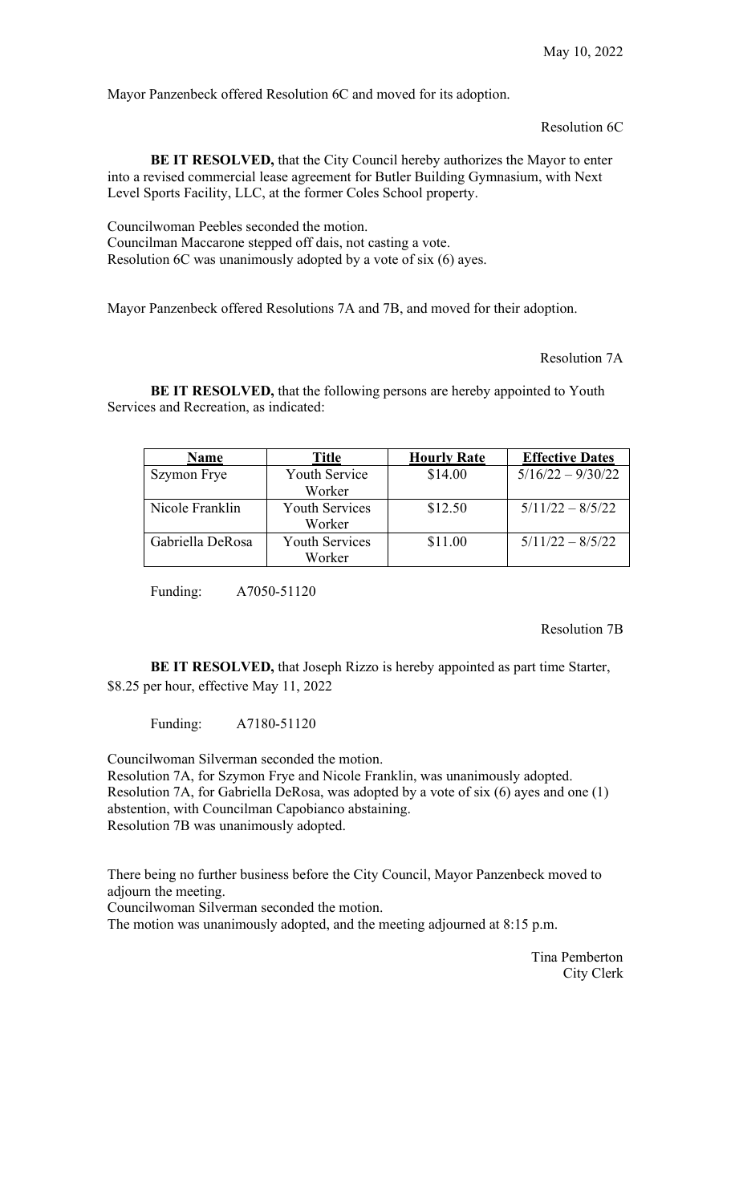May 10, 2022

Mayor Panzenbeck offered Resolution 6C and moved for its adoption.

Resolution 6C

**BE IT RESOLVED,** that the City Council hereby authorizes the Mayor to enter into a revised commercial lease agreement for Butler Building Gymnasium, with Next Level Sports Facility, LLC, at the former Coles School property.

Councilwoman Peebles seconded the motion.
Councilman Maccarone stepped off dais, not casting a vote.
Resolution 6C was unanimously adopted by a vote of six (6) ayes.

Mayor Panzenbeck offered Resolutions 7A and 7B, and moved for their adoption.

Resolution 7A

**BE IT RESOLVED,** that the following persons are hereby appointed to Youth Services and Recreation, as indicated:

| Name | Title | Hourly Rate | Effective Dates |
|---|---|---|---|
| Szymon Frye | Youth Service Worker | $14.00 | 5/16/22 – 9/30/22 |
| Nicole Franklin | Youth Services Worker | $12.50 | 5/11/22 – 8/5/22 |
| Gabriella DeRosa | Youth Services Worker | $11.00 | 5/11/22 – 8/5/22 |

Funding: A7050-51120

Resolution 7B

**BE IT RESOLVED,** that Joseph Rizzo is hereby appointed as part time Starter, $8.25 per hour, effective May 11, 2022

Funding: A7180-51120

Councilwoman Silverman seconded the motion.
Resolution 7A, for Szymon Frye and Nicole Franklin, was unanimously adopted.
Resolution 7A, for Gabriella DeRosa, was adopted by a vote of six (6) ayes and one (1) abstention, with Councilman Capobianco abstaining.
Resolution 7B was unanimously adopted.

There being no further business before the City Council, Mayor Panzenbeck moved to adjourn the meeting.
Councilwoman Silverman seconded the motion.
The motion was unanimously adopted, and the meeting adjourned at 8:15 p.m.

Tina Pemberton
City Clerk